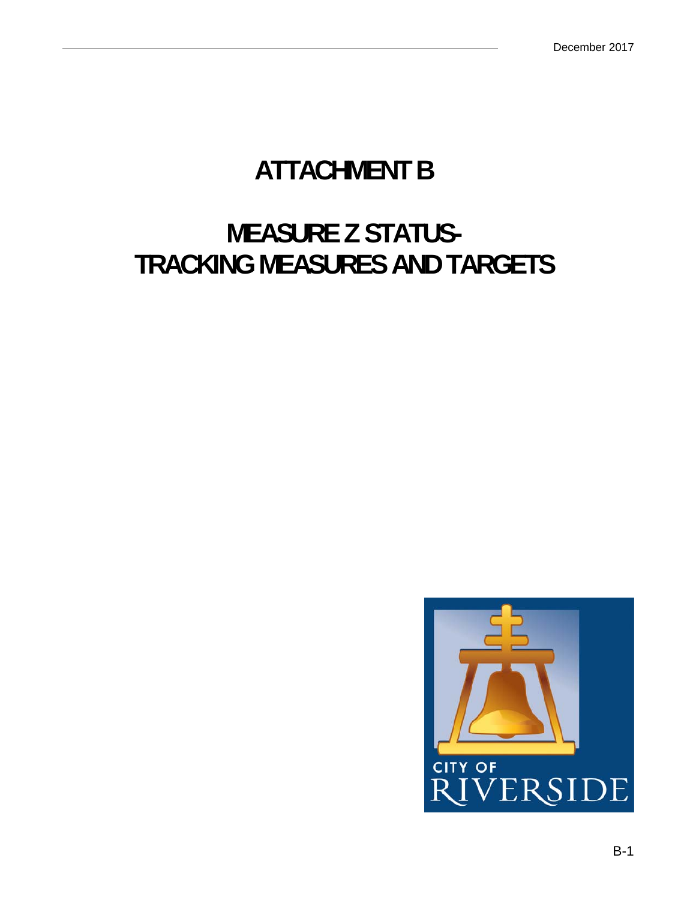December 2017

# ATTACHMENT B

# MEASURE Z STATUS-
# TRACKING MEASURES AND TARGETS

CITY OF RIVERSIDE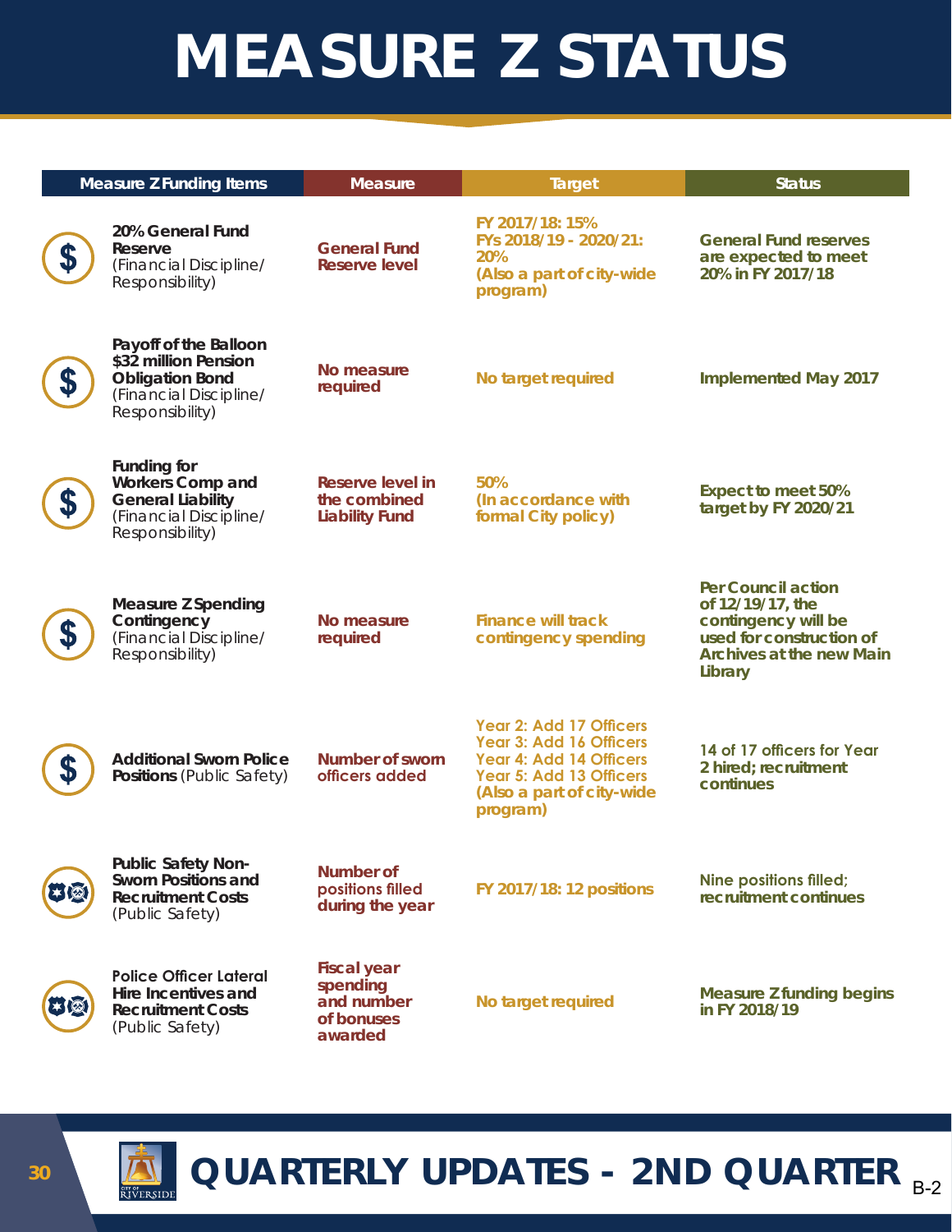# MEASURE Z STATUS

| Measure Z Funding Items | Measure | Target | Status |
|---|---|---|---|
| **20% General Fund Reserve** (Financial Discipline/ Responsibility) | General Fund Reserve level | FY 2017/18: 15%<br>FYs 2018/19 - 2020/21: 20%<br>(Also a part of city-wide program) | General Fund reserves are expected to meet 20% in FY 2017/18 |
| **Payoff of the Balloon $32 million Pension Obligation Bond** (Financial Discipline/ Responsibility) | No measure required | No target required | Implemented May 2017 |
| **Funding for Workers Comp and General Liability** (Financial Discipline/ Responsibility) | Reserve level in the combined Liability Fund | 50%<br>(In accordance with formal City policy) | Expect to meet 50% target by FY 2020/21 |
| **Measure Z Spending Contingency** (Financial Discipline/ Responsibility) | No measure required | Finance will track contingency spending | Per Council action of 12/19/17, the contingency will be used for construction of Archives at the new Main Library |
| **Additional Sworn Police Positions** (Public Safety) | Number of sworn officers added | Year 2: Add 17 Officers<br>Year 3: Add 16 Officers<br>Year 4: Add 14 Officers<br>Year 5: Add 13 Officers<br>(Also a part of city-wide program) | 14 of 17 officers for Year 2 hired; recruitment continues |
| **Public Safety Non-Sworn Positions and Recruitment Costs** (Public Safety) | Number of positions filled during the year | FY 2017/18: 12 positions | Nine positions filled; recruitment continues |
| **Police Officer Lateral Hire Incentives and Recruitment Costs** (Public Safety) | Fiscal year spending and number of bonuses awarded | No target required | Measure Z funding begins in FY 2018/19 |

## QUARTERLY UPDATES - 2ND QUARTER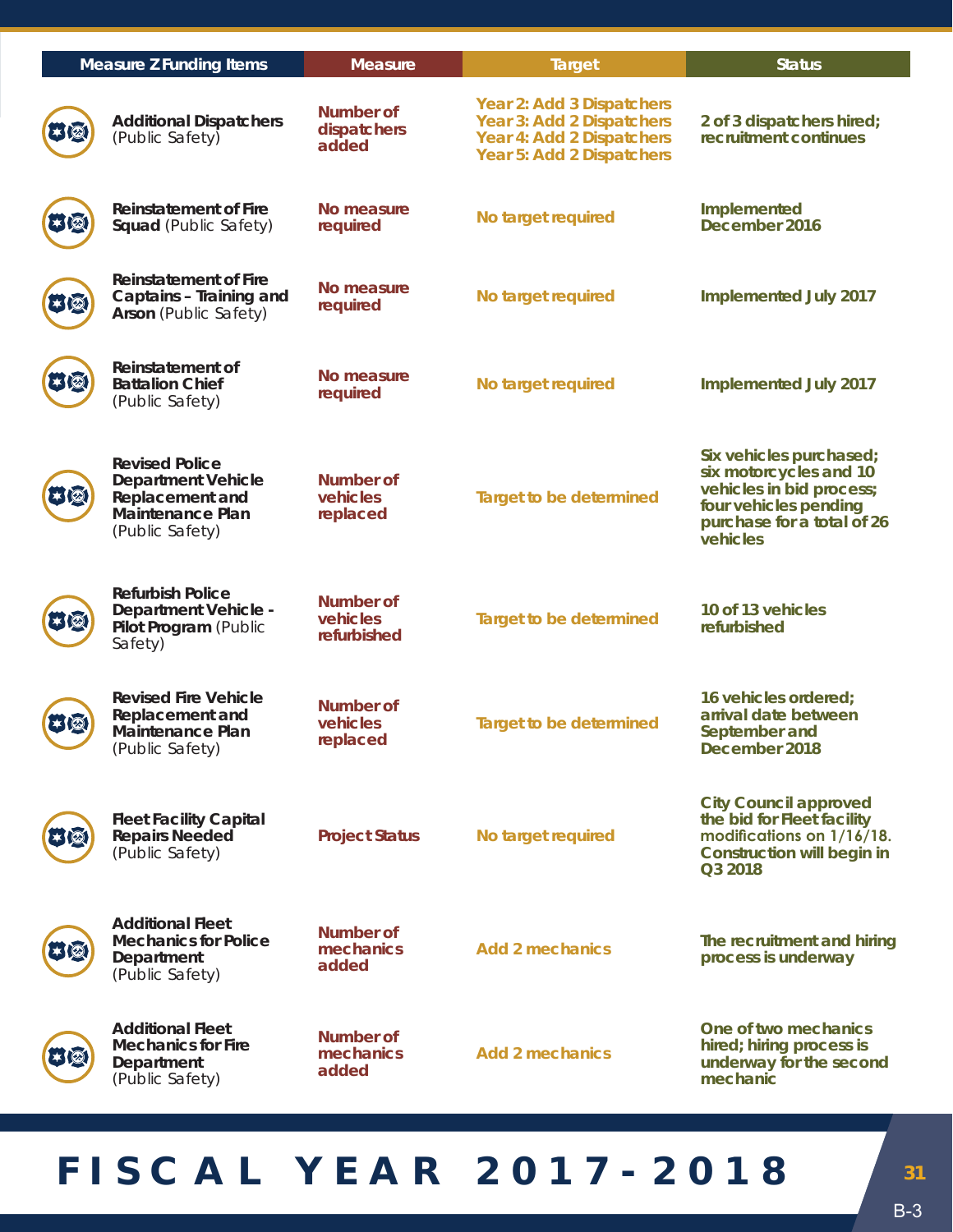| Measure Z Funding Items | Measure | Target | Status |
|---|---|---|---|
| **Additional Dispatchers** (Public Safety) | Number of dispatchers added | Year 2: Add 3 Dispatchers<br>Year 3: Add 2 Dispatchers<br>Year 4: Add 2 Dispatchers<br>Year 5: Add 2 Dispatchers | 2 of 3 dispatchers hired; recruitment continues |
| **Reinstatement of Fire Squad** (Public Safety) | No measure required | No target required | Implemented December 2016 |
| **Reinstatement of Fire Captains – Training and Arson** (Public Safety) | No measure required | No target required | Implemented July 2017 |
| **Reinstatement of Battalion Chief** (Public Safety) | No measure required | No target required | Implemented July 2017 |
| **Revised Police Department Vehicle Replacement and Maintenance Plan** (Public Safety) | Number of vehicles replaced | Target to be determined | Six vehicles purchased; six motorcycles and 10 vehicles in bid process; four vehicles pending purchase for a total of 26 vehicles |
| **Refurbish Police Department Vehicle - Pilot Program** (Public Safety) | Number of vehicles refurbished | Target to be determined | 10 of 13 vehicles refurbished |
| **Revised Fire Vehicle Replacement and Maintenance Plan** (Public Safety) | Number of vehicles replaced | Target to be determined | 16 vehicles ordered; arrival date between September and December 2018 |
| **Fleet Facility Capital Repairs Needed** (Public Safety) | Project Status | No target required | City Council approved the bid for Fleet facility modifications on 1/16/18. Construction will begin in Q3 2018 |
| **Additional Fleet Mechanics for Police Department** (Public Safety) | Number of mechanics added | Add 2 mechanics | The recruitment and hiring process is underway |
| **Additional Fleet Mechanics for Fire Department** (Public Safety) | Number of mechanics added | Add 2 mechanics | One of two mechanics hired; hiring process is underway for the second mechanic |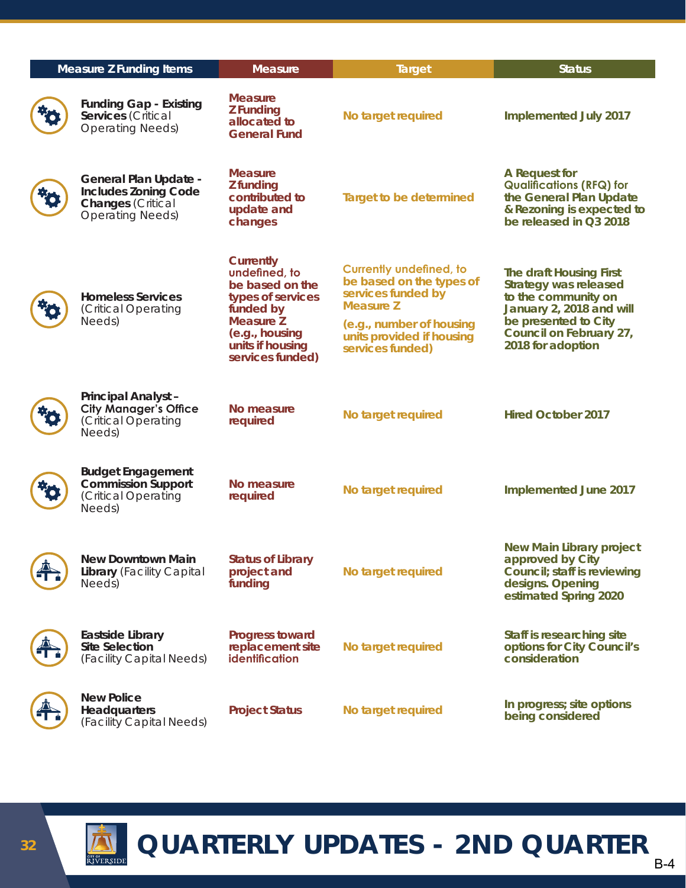| Measure Z Funding Items | Measure | Target | Status |
|---|---|---|---|
| **Funding Gap - Existing Services** (Critical Operating Needs) | Measure Z Funding allocated to General Fund | No target required | Implemented July 2017 |
| **General Plan Update - Includes Zoning Code Changes** (Critical Operating Needs) | Measure Z funding contributed to update and changes | Target to be determined | A Request for Qualifications (RFQ) for the General Plan Update & Rezoning is expected to be released in Q3 2018 |
| **Homeless Services** (Critical Operating Needs) | Currently undefined, to be based on the types of services funded by Measure Z (e.g., housing units if housing services funded) | Currently undefined, to be based on the types of services funded by Measure Z (e.g., number of housing units provided if housing services funded) | The draft Housing First Strategy was released to the community on January 2, 2018 and will be presented to City Council on February 27, 2018 for adoption |
| **Principal Analyst – City Manager's Office** (Critical Operating Needs) | No measure required | No target required | Hired October 2017 |
| **Budget Engagement Commission Support** (Critical Operating Needs) | No measure required | No target required | Implemented June 2017 |
| **New Downtown Main Library** (Facility Capital Needs) | Status of Library project and funding | No target required | New Main Library project approved by City Council; staff is reviewing designs. Opening estimated Spring 2020 |
| **Eastside Library Site Selection** (Facility Capital Needs) | Progress toward replacement site identification | No target required | Staff is researching site options for City Council's consideration |
| **New Police Headquarters** (Facility Capital Needs) | Project Status | No target required | In progress; site options being considered |

# QUARTERLY UPDATES - 2ND QUARTER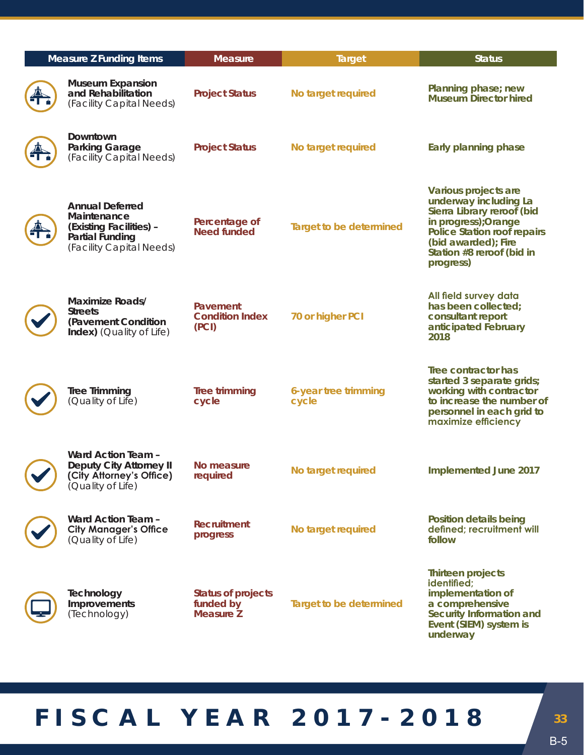| Measure Z Funding Items | Measure | Target | Status |
|---|---|---|---|
| **Museum Expansion and Rehabilitation** (Facility Capital Needs) | Project Status | No target required | Planning phase; new Museum Director hired |
| **Downtown Parking Garage** (Facility Capital Needs) | Project Status | No target required | Early planning phase |
| **Annual Deferred Maintenance (Existing Facilities) – Partial Funding** (Facility Capital Needs) | Percentage of Need funded | Target to be determined | Various projects are underway including La Sierra Library reroof (bid in progress);Orange Police Station roof repairs (bid awarded); Fire Station #8 reroof (bid in progress) |
| **Maximize Roads/ Streets (Pavement Condition Index)** (Quality of Life) | Pavement Condition Index (PCI) | 70 or higher PCI | All field survey data has been collected; consultant report anticipated February 2018 |
| **Tree Trimming** (Quality of Life) | Tree trimming cycle | 6-year tree trimming cycle | Tree contractor has started 3 separate grids; working with contractor to increase the number of personnel in each grid to maximize efficiency |
| **Ward Action Team – Deputy City Attorney II (City Attorney's Office)** (Quality of Life) | No measure required | No target required | Implemented June 2017 |
| **Ward Action Team – City Manager's Office** (Quality of Life) | Recruitment progress | No target required | Position details being defined; recruitment will follow |
| **Technology Improvements** (Technology) | Status of projects funded by Measure Z | Target to be determined | Thirteen projects identified; implementation of a comprehensive Security Information and Event (SIEM) system is underway |

# FISCAL YEAR 2017-2018